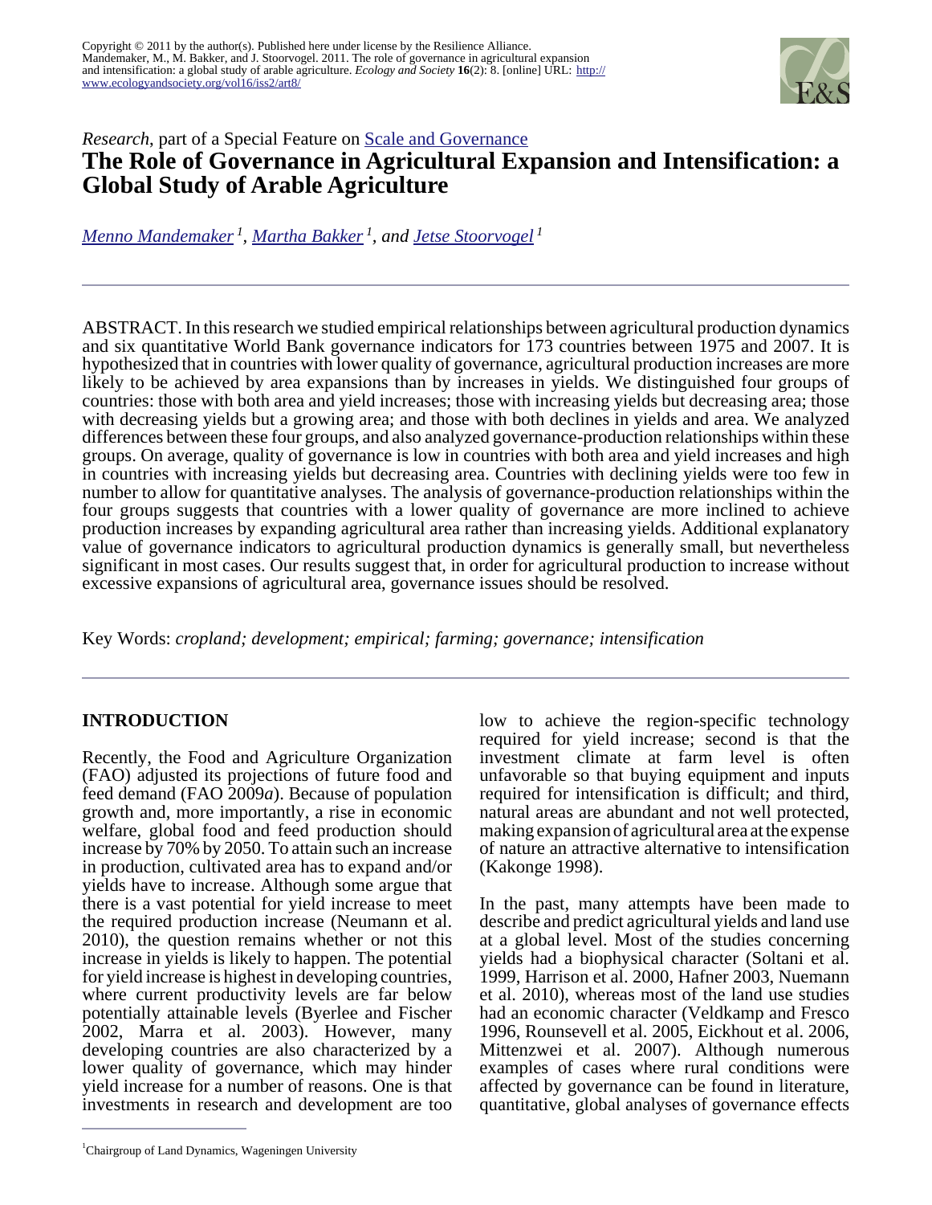Copyright © 2011 by the author(s). Published here under license by the Resilience Alliance.
Mandemaker, M., M. Bakker, and J. Stoorvogel. 2011. The role of governance in agricultural expansion and intensification: a global study of arable agriculture. *Ecology and Society* **16**(2): 8. [online] URL: http://www.ecologyandsociety.org/vol16/iss2/art8/

*Research*, part of a Special Feature on Scale and Governance

# The Role of Governance in Agricultural Expansion and Intensification: a Global Study of Arable Agriculture

*Menno Mandemaker* [1], *Martha Bakker* [1], *and Jetse Stoorvogel* [1]

ABSTRACT. In this research we studied empirical relationships between agricultural production dynamics and six quantitative World Bank governance indicators for 173 countries between 1975 and 2007. It is hypothesized that in countries with lower quality of governance, agricultural production increases are more likely to be achieved by area expansions than by increases in yields. We distinguished four groups of countries: those with both area and yield increases; those with increasing yields but decreasing area; those with decreasing yields but a growing area; and those with both declines in yields and area. We analyzed differences between these four groups, and also analyzed governance-production relationships within these groups. On average, quality of governance is low in countries with both area and yield increases and high in countries with increasing yields but decreasing area. Countries with declining yields were too few in number to allow for quantitative analyses. The analysis of governance-production relationships within the four groups suggests that countries with a lower quality of governance are more inclined to achieve production increases by expanding agricultural area rather than increasing yields. Additional explanatory value of governance indicators to agricultural production dynamics is generally small, but nevertheless significant in most cases. Our results suggest that, in order for agricultural production to increase without excessive expansions of agricultural area, governance issues should be resolved.

Key Words: *cropland; development; empirical; farming; governance; intensification*

## INTRODUCTION

Recently, the Food and Agriculture Organization (FAO) adjusted its projections of future food and feed demand (FAO 2009*a*). Because of population growth and, more importantly, a rise in economic welfare, global food and feed production should increase by 70% by 2050. To attain such an increase in production, cultivated area has to expand and/or yields have to increase. Although some argue that there is a vast potential for yield increase to meet the required production increase (Neumann et al. 2010), the question remains whether or not this increase in yields is likely to happen. The potential for yield increase is highest in developing countries, where current productivity levels are far below potentially attainable levels (Byerlee and Fischer 2002, Marra et al. 2003). However, many developing countries are also characterized by a lower quality of governance, which may hinder yield increase for a number of reasons. One is that investments in research and development are too low to achieve the region-specific technology required for yield increase; second is that the investment climate at farm level is often unfavorable so that buying equipment and inputs required for intensification is difficult; and third, natural areas are abundant and not well protected, making expansion of agricultural area at the expense of nature an attractive alternative to intensification (Kakonge 1998).

In the past, many attempts have been made to describe and predict agricultural yields and land use at a global level. Most of the studies concerning yields had a biophysical character (Soltani et al. 1999, Harrison et al. 2000, Hafner 2003, Nuemann et al. 2010), whereas most of the land use studies had an economic character (Veldkamp and Fresco 1996, Rounsevell et al. 2005, Eickhout et al. 2006, Mittenzwei et al. 2007). Although numerous examples of cases where rural conditions were affected by governance can be found in literature, quantitative, global analyses of governance effects

[1] Chairgroup of Land Dynamics, Wageningen University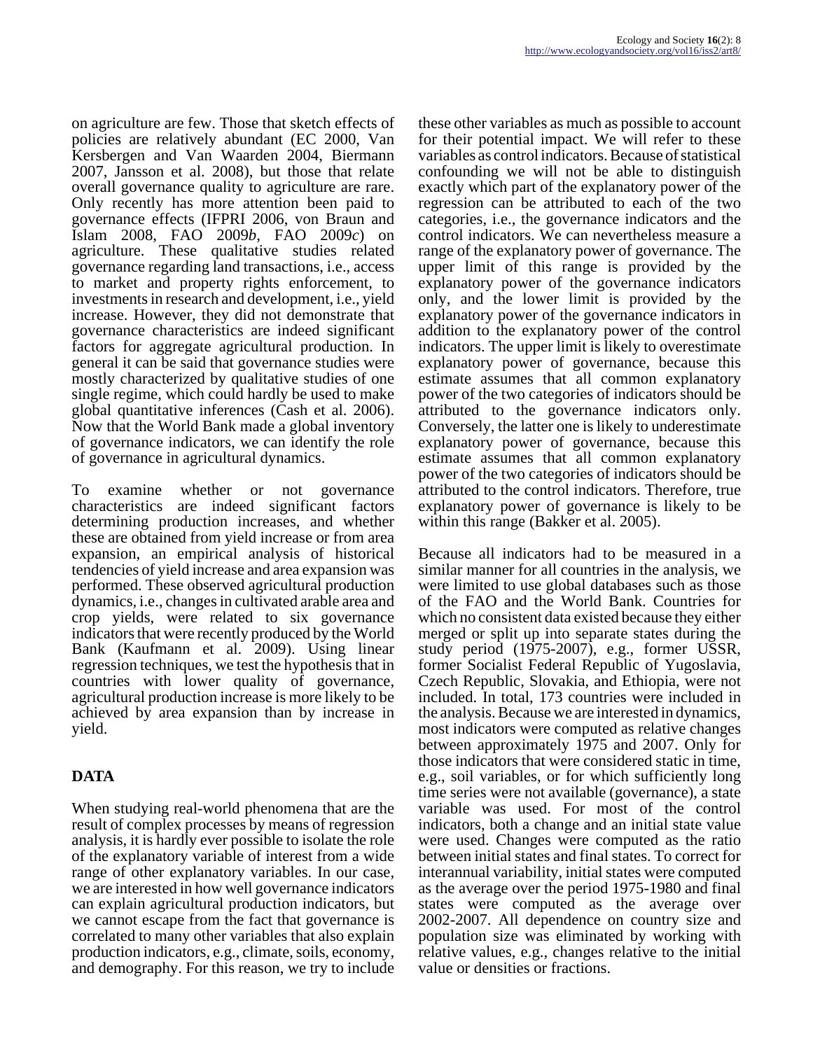on agriculture are few. Those that sketch effects of policies are relatively abundant (EC 2000, Van Kersbergen and Van Waarden 2004, Biermann 2007, Jansson et al. 2008), but those that relate overall governance quality to agriculture are rare. Only recently has more attention been paid to governance effects (IFPRI 2006, von Braun and Islam 2008, FAO 2009*b*, FAO 2009*c*) on agriculture. These qualitative studies related governance regarding land transactions, i.e., access to market and property rights enforcement, to investments in research and development, i.e., yield increase. However, they did not demonstrate that governance characteristics are indeed significant factors for aggregate agricultural production. In general it can be said that governance studies were mostly characterized by qualitative studies of one single regime, which could hardly be used to make global quantitative inferences (Cash et al. 2006). Now that the World Bank made a global inventory of governance indicators, we can identify the role of governance in agricultural dynamics.

To examine whether or not governance characteristics are indeed significant factors determining production increases, and whether these are obtained from yield increase or from area expansion, an empirical analysis of historical tendencies of yield increase and area expansion was performed. These observed agricultural production dynamics, i.e., changes in cultivated arable area and crop yields, were related to six governance indicators that were recently produced by the World Bank (Kaufmann et al. 2009). Using linear regression techniques, we test the hypothesis that in countries with lower quality of governance, agricultural production increase is more likely to be achieved by area expansion than by increase in yield.

## DATA

When studying real-world phenomena that are the result of complex processes by means of regression analysis, it is hardly ever possible to isolate the role of the explanatory variable of interest from a wide range of other explanatory variables. In our case, we are interested in how well governance indicators can explain agricultural production indicators, but we cannot escape from the fact that governance is correlated to many other variables that also explain production indicators, e.g., climate, soils, economy, and demography. For this reason, we try to include these other variables as much as possible to account for their potential impact. We will refer to these variables as control indicators. Because of statistical confounding we will not be able to distinguish exactly which part of the explanatory power of the regression can be attributed to each of the two categories, i.e., the governance indicators and the control indicators. We can nevertheless measure a range of the explanatory power of governance. The upper limit of this range is provided by the explanatory power of the governance indicators only, and the lower limit is provided by the explanatory power of the governance indicators in addition to the explanatory power of the control indicators. The upper limit is likely to overestimate explanatory power of governance, because this estimate assumes that all common explanatory power of the two categories of indicators should be attributed to the governance indicators only. Conversely, the latter one is likely to underestimate explanatory power of governance, because this estimate assumes that all common explanatory power of the two categories of indicators should be attributed to the control indicators. Therefore, true explanatory power of governance is likely to be within this range (Bakker et al. 2005).

Because all indicators had to be measured in a similar manner for all countries in the analysis, we were limited to use global databases such as those of the FAO and the World Bank. Countries for which no consistent data existed because they either merged or split up into separate states during the study period (1975-2007), e.g., former USSR, former Socialist Federal Republic of Yugoslavia, Czech Republic, Slovakia, and Ethiopia, were not included. In total, 173 countries were included in the analysis. Because we are interested in dynamics, most indicators were computed as relative changes between approximately 1975 and 2007. Only for those indicators that were considered static in time, e.g., soil variables, or for which sufficiently long time series were not available (governance), a state variable was used. For most of the control indicators, both a change and an initial state value were used. Changes were computed as the ratio between initial states and final states. To correct for interannual variability, initial states were computed as the average over the period 1975-1980 and final states were computed as the average over 2002-2007. All dependence on country size and population size was eliminated by working with relative values, e.g., changes relative to the initial value or densities or fractions.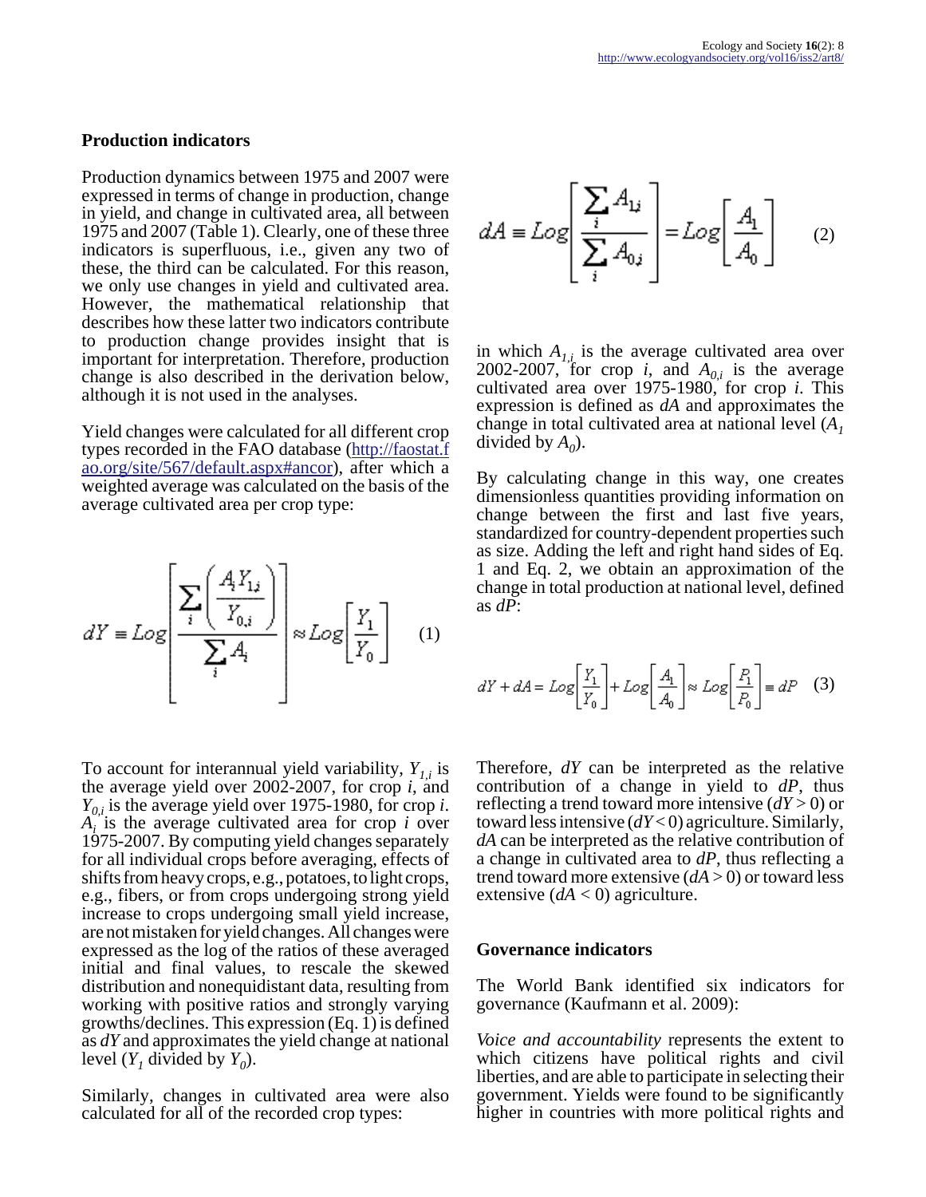### Production indicators

Production dynamics between 1975 and 2007 were expressed in terms of change in production, change in yield, and change in cultivated area, all between 1975 and 2007 (Table 1). Clearly, one of these three indicators is superfluous, i.e., given any two of these, the third can be calculated. For this reason, we only use changes in yield and cultivated area. However, the mathematical relationship that describes how these latter two indicators contribute to production change provides insight that is important for interpretation. Therefore, production change is also described in the derivation below, although it is not used in the analyses.

Yield changes were calculated for all different crop types recorded in the FAO database (http://faostat.fao.org/site/567/default.aspx#ancor), after which a weighted average was calculated on the basis of the average cultivated area per crop type:

$$dY \equiv Log\left[\frac{\sum_i \left(\frac{A_i Y_{1,i}}{Y_{0,i}}\right)}{\sum_i A_i}\right] \approx Log\left[\frac{Y_1}{Y_0}\right] \quad (1)$$

To account for interannual yield variability, $Y_{1,i}$ is the average yield over 2002-2007, for crop $i$, and $Y_{0,i}$ is the average yield over 1975-1980, for crop $i$. $A_i$ is the average cultivated area for crop $i$ over 1975-2007. By computing yield changes separately for all individual crops before averaging, effects of shifts from heavy crops, e.g., potatoes, to light crops, e.g., fibers, or from crops undergoing strong yield increase to crops undergoing small yield increase, are not mistaken for yield changes. All changes were expressed as the log of the ratios of these averaged initial and final values, to rescale the skewed distribution and nonequidistant data, resulting from working with positive ratios and strongly varying growths/declines. This expression (Eq. 1) is defined as $dY$ and approximates the yield change at national level ($Y_1$ divided by $Y_0$).

Similarly, changes in cultivated area were also calculated for all of the recorded crop types:

$$dA \equiv Log\left[\frac{\sum_i A_{1,i}}{\sum_i A_{0,i}}\right] = Log\left[\frac{A_1}{A_0}\right] \quad (2)$$

in which $A_{1,i}$ is the average cultivated area over 2002-2007, for crop $i$, and $A_{0,i}$ is the average cultivated area over 1975-1980, for crop $i$. This expression is defined as $dA$ and approximates the change in total cultivated area at national level ($A_1$ divided by $A_0$).

By calculating change in this way, one creates dimensionless quantities providing information on change between the first and last five years, standardized for country-dependent properties such as size. Adding the left and right hand sides of Eq. 1 and Eq. 2, we obtain an approximation of the change in total production at national level, defined as $dP$:

$$dY + dA = Log\left[\frac{Y_1}{Y_0}\right] + Log\left[\frac{A_1}{A_0}\right] \approx Log\left[\frac{P_1}{P_0}\right] \equiv dP \quad (3)$$

Therefore, $dY$ can be interpreted as the relative contribution of a change in yield to $dP$, thus reflecting a trend toward more intensive ($dY > 0$) or toward less intensive ($dY < 0$) agriculture. Similarly, $dA$ can be interpreted as the relative contribution of a change in cultivated area to $dP$, thus reflecting a trend toward more extensive ($dA > 0$) or toward less extensive ($dA < 0$) agriculture.

### Governance indicators

The World Bank identified six indicators for governance (Kaufmann et al. 2009):

*Voice and accountability* represents the extent to which citizens have political rights and civil liberties, and are able to participate in selecting their government. Yields were found to be significantly higher in countries with more political rights and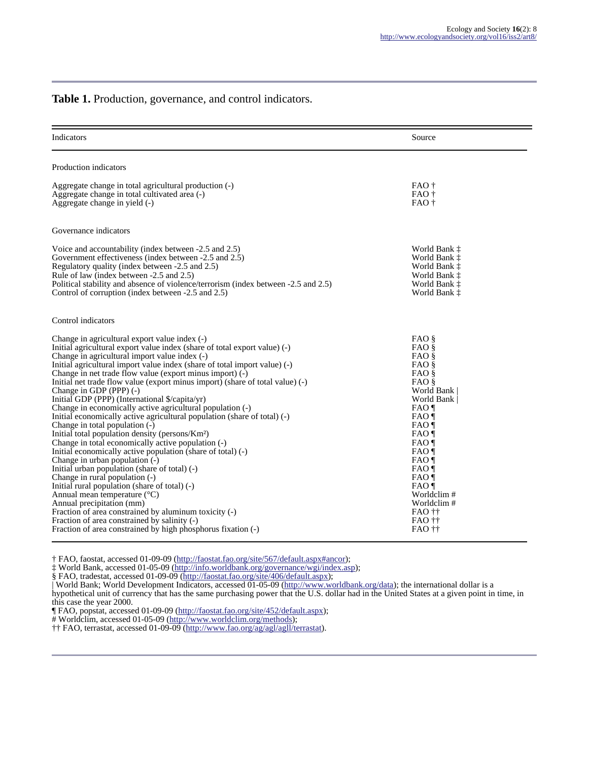**Table 1.** Production, governance, and control indicators.

| Indicators | Source |
|---|---|
| Production indicators | |
| Aggregate change in total agricultural production (-) | FAO † |
| Aggregate change in total cultivated area (-) | FAO † |
| Aggregate change in yield (-) | FAO † |
| Governance indicators | |
| Voice and accountability (index between -2.5 and 2.5) | World Bank ‡ |
| Government effectiveness (index between -2.5 and 2.5) | World Bank ‡ |
| Regulatory quality (index between -2.5 and 2.5) | World Bank ‡ |
| Rule of law (index between -2.5 and 2.5) | World Bank ‡ |
| Political stability and absence of violence/terrorism (index between -2.5 and 2.5) | World Bank ‡ |
| Control of corruption (index between -2.5 and 2.5) | World Bank ‡ |
| Control indicators | |
| Change in agricultural export value index (-) | FAO § |
| Initial agricultural export value index (share of total export value) (-) | FAO § |
| Change in agricultural import value index (-) | FAO § |
| Initial agricultural import value index (share of total import value) (-) | FAO § |
| Change in net trade flow value (export minus import) (-) | FAO § |
| Initial net trade flow value (export minus import) (share of total value) (-) | FAO § |
| Change in GDP (PPP) (-) | World Bank \| |
| Initial GDP (PPP) (International $/capita/yr) | World Bank \| |
| Change in economically active agricultural population (-) | FAO ¶ |
| Initial economically active agricultural population (share of total) (-) | FAO ¶ |
| Change in total population (-) | FAO ¶ |
| Initial total population density (persons/Km²) | FAO ¶ |
| Change in total economically active population (-) | FAO ¶ |
| Initial economically active population (share of total) (-) | FAO ¶ |
| Change in urban population (-) | FAO ¶ |
| Initial urban population (share of total) (-) | FAO ¶ |
| Change in rural population (-) | FAO ¶ |
| Initial rural population (share of total) (-) | FAO ¶ |
| Annual mean temperature (°C) | Worldclim # |
| Annual precipitation (mm) | Worldclim # |
| Fraction of area constrained by aluminum toxicity (-) | FAO †† |
| Fraction of area constrained by salinity (-) | FAO †† |
| Fraction of area constrained by high phosphorus fixation (-) | FAO †† |

† FAO, faostat, accessed 01-09-09 (http://faostat.fao.org/site/567/default.aspx#ancor);
‡ World Bank, accessed 01-05-09 (http://info.worldbank.org/governance/wgi/index.asp);
§ FAO, tradestat, accessed 01-09-09 (http://faostat.fao.org/site/406/default.aspx);
| World Bank; World Development Indicators, accessed 01-05-09 (http://www.worldbank.org/data); the international dollar is a hypothetical unit of currency that has the same purchasing power that the U.S. dollar had in the United States at a given point in time, in this case the year 2000.
¶ FAO, popstat, accessed 01-09-09 (http://faostat.fao.org/site/452/default.aspx);
# Worldclim, accessed 01-05-09 (http://www.worldclim.org/methods);
†† FAO, terrastat, accessed 01-09-09 (http://www.fao.org/ag/agl/agll/terrastat).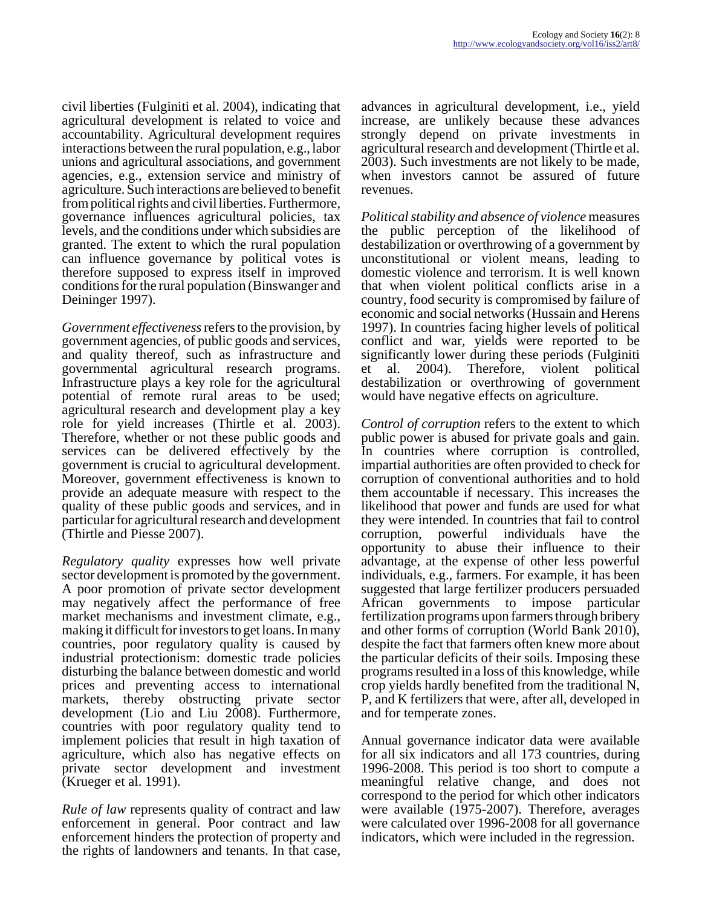civil liberties (Fulginiti et al. 2004), indicating that agricultural development is related to voice and accountability. Agricultural development requires interactions between the rural population, e.g., labor unions and agricultural associations, and government agencies, e.g., extension service and ministry of agriculture. Such interactions are believed to benefit from political rights and civil liberties. Furthermore, governance influences agricultural policies, tax levels, and the conditions under which subsidies are granted. The extent to which the rural population can influence governance by political votes is therefore supposed to express itself in improved conditions for the rural population (Binswanger and Deininger 1997).

*Government effectiveness* refers to the provision, by government agencies, of public goods and services, and quality thereof, such as infrastructure and governmental agricultural research programs. Infrastructure plays a key role for the agricultural potential of remote rural areas to be used; agricultural research and development play a key role for yield increases (Thirtle et al. 2003). Therefore, whether or not these public goods and services can be delivered effectively by the government is crucial to agricultural development. Moreover, government effectiveness is known to provide an adequate measure with respect to the quality of these public goods and services, and in particular for agricultural research and development (Thirtle and Piesse 2007).

*Regulatory quality* expresses how well private sector development is promoted by the government. A poor promotion of private sector development may negatively affect the performance of free market mechanisms and investment climate, e.g., making it difficult for investors to get loans. In many countries, poor regulatory quality is caused by industrial protectionism: domestic trade policies disturbing the balance between domestic and world prices and preventing access to international markets, thereby obstructing private sector development (Lio and Liu 2008). Furthermore, countries with poor regulatory quality tend to implement policies that result in high taxation of agriculture, which also has negative effects on private sector development and investment (Krueger et al. 1991).

*Rule of law* represents quality of contract and law enforcement in general. Poor contract and law enforcement hinders the protection of property and the rights of landowners and tenants. In that case, advances in agricultural development, i.e., yield increase, are unlikely because these advances strongly depend on private investments in agricultural research and development (Thirtle et al. 2003). Such investments are not likely to be made, when investors cannot be assured of future revenues.

*Political stability and absence of violence* measures the public perception of the likelihood of destabilization or overthrowing of a government by unconstitutional or violent means, leading to domestic violence and terrorism. It is well known that when violent political conflicts arise in a country, food security is compromised by failure of economic and social networks (Hussain and Herens 1997). In countries facing higher levels of political conflict and war, yields were reported to be significantly lower during these periods (Fulginiti et al. 2004). Therefore, violent political destabilization or overthrowing of government would have negative effects on agriculture.

*Control of corruption* refers to the extent to which public power is abused for private goals and gain. In countries where corruption is controlled, impartial authorities are often provided to check for corruption of conventional authorities and to hold them accountable if necessary. This increases the likelihood that power and funds are used for what they were intended. In countries that fail to control corruption, powerful individuals have the opportunity to abuse their influence to their advantage, at the expense of other less powerful individuals, e.g., farmers. For example, it has been suggested that large fertilizer producers persuaded African governments to impose particular fertilization programs upon farmers through bribery and other forms of corruption (World Bank 2010), despite the fact that farmers often knew more about the particular deficits of their soils. Imposing these programs resulted in a loss of this knowledge, while crop yields hardly benefited from the traditional N, P, and K fertilizers that were, after all, developed in and for temperate zones.

Annual governance indicator data were available for all six indicators and all 173 countries, during 1996-2008. This period is too short to compute a meaningful relative change, and does not correspond to the period for which other indicators were available (1975-2007). Therefore, averages were calculated over 1996-2008 for all governance indicators, which were included in the regression.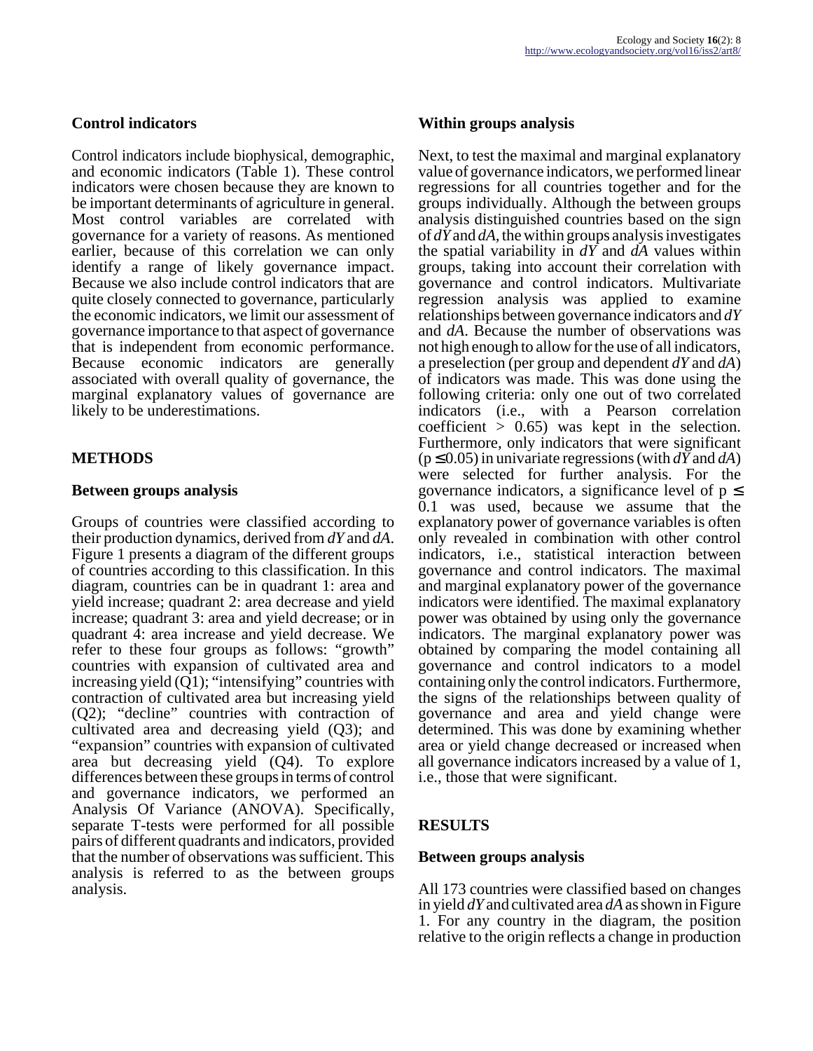### Control indicators

Control indicators include biophysical, demographic, and economic indicators (Table 1). These control indicators were chosen because they are known to be important determinants of agriculture in general. Most control variables are correlated with governance for a variety of reasons. As mentioned earlier, because of this correlation we can only identify a range of likely governance impact. Because we also include control indicators that are quite closely connected to governance, particularly the economic indicators, we limit our assessment of governance importance to that aspect of governance that is independent from economic performance. Because economic indicators are generally associated with overall quality of governance, the marginal explanatory values of governance are likely to be underestimations.

## METHODS

### Between groups analysis

Groups of countries were classified according to their production dynamics, derived from $dY$ and $dA$. Figure 1 presents a diagram of the different groups of countries according to this classification. In this diagram, countries can be in quadrant 1: area and yield increase; quadrant 2: area decrease and yield increase; quadrant 3: area and yield decrease; or in quadrant 4: area increase and yield decrease. We refer to these four groups as follows: "growth" countries with expansion of cultivated area and increasing yield (Q1); "intensifying" countries with contraction of cultivated area but increasing yield (Q2); "decline" countries with contraction of cultivated area and decreasing yield (Q3); and "expansion" countries with expansion of cultivated area but decreasing yield (Q4). To explore differences between these groups in terms of control and governance indicators, we performed an Analysis Of Variance (ANOVA). Specifically, separate T-tests were performed for all possible pairs of different quadrants and indicators, provided that the number of observations was sufficient. This analysis is referred to as the between groups analysis.

### Within groups analysis

Next, to test the maximal and marginal explanatory value of governance indicators, we performed linear regressions for all countries together and for the groups individually. Although the between groups analysis distinguished countries based on the sign of $dY$ and $dA$, the within groups analysis investigates the spatial variability in $dY$ and $dA$ values within groups, taking into account their correlation with governance and control indicators. Multivariate regression analysis was applied to examine relationships between governance indicators and $dY$ and $dA$. Because the number of observations was not high enough to allow for the use of all indicators, a preselection (per group and dependent $dY$ and $dA$) of indicators was made. This was done using the following criteria: only one out of two correlated indicators (i.e., with a Pearson correlation coefficient $> 0.65$) was kept in the selection. Furthermore, only indicators that were significant ($p \leq 0.05$) in univariate regressions (with $dY$ and $dA$) were selected for further analysis. For the governance indicators, a significance level of $p \leq 0.1$ was used, because we assume that the explanatory power of governance variables is often only revealed in combination with other control indicators, i.e., statistical interaction between governance and control indicators. The maximal and marginal explanatory power of the governance indicators were identified. The maximal explanatory power was obtained by using only the governance indicators. The marginal explanatory power was obtained by comparing the model containing all governance and control indicators to a model containing only the control indicators. Furthermore, the signs of the relationships between quality of governance and area and yield change were determined. This was done by examining whether area or yield change decreased or increased when all governance indicators increased by a value of 1, i.e., those that were significant.

## RESULTS

### Between groups analysis

All 173 countries were classified based on changes in yield $dY$ and cultivated area $dA$ as shown in Figure 1. For any country in the diagram, the position relative to the origin reflects a change in production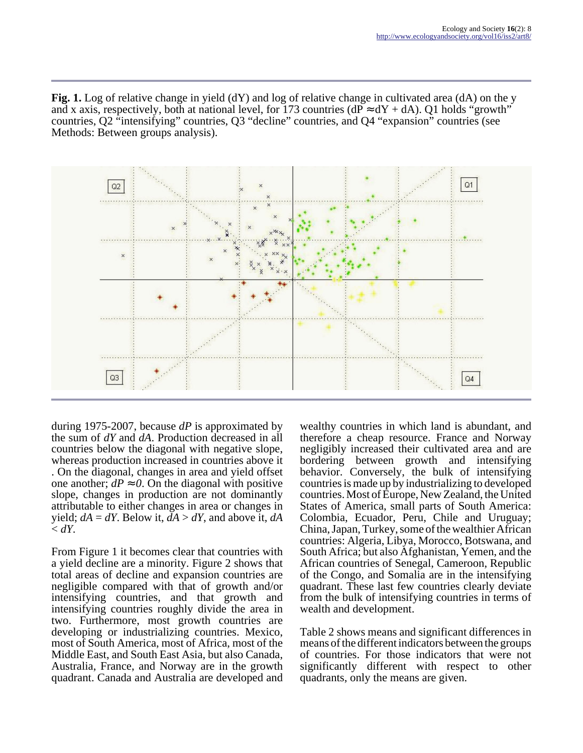**Fig. 1.** Log of relative change in yield (dY) and log of relative change in cultivated area (dA) on the y and x axis, respectively, both at national level, for 173 countries ($dP \approx dY + dA$). Q1 holds "growth" countries, Q2 "intensifying" countries, Q3 "decline" countries, and Q4 "expansion" countries (see Methods: Between groups analysis).

during 1975-2007, because *dP* is approximated by the sum of *dY* and *dA*. Production decreased in all countries below the diagonal with negative slope, whereas production increased in countries above it . On the diagonal, changes in area and yield offset one another; $dP \approx 0$. On the diagonal with positive slope, changes in production are not dominantly attributable to either changes in area or changes in yield; $dA = dY$. Below it, $dA > dY$, and above it, $dA < dY$.

From Figure 1 it becomes clear that countries with a yield decline are a minority. Figure 2 shows that total areas of decline and expansion countries are negligible compared with that of growth and/or intensifying countries, and that growth and intensifying countries roughly divide the area in two. Furthermore, most growth countries are developing or industrializing countries. Mexico, most of South America, most of Africa, most of the Middle East, and South East Asia, but also Canada, Australia, France, and Norway are in the growth quadrant. Canada and Australia are developed and wealthy countries in which land is abundant, and therefore a cheap resource. France and Norway negligibly increased their cultivated area and are bordering between growth and intensifying behavior. Conversely, the bulk of intensifying countries is made up by industrializing to developed countries. Most of Europe, New Zealand, the United States of America, small parts of South America: Colombia, Ecuador, Peru, Chile and Uruguay; China, Japan, Turkey, some of the wealthier African countries: Algeria, Libya, Morocco, Botswana, and South Africa; but also Afghanistan, Yemen, and the African countries of Senegal, Cameroon, Republic of the Congo, and Somalia are in the intensifying quadrant. These last few countries clearly deviate from the bulk of intensifying countries in terms of wealth and development.

Table 2 shows means and significant differences in means of the different indicators between the groups of countries. For those indicators that were not significantly different with respect to other quadrants, only the means are given.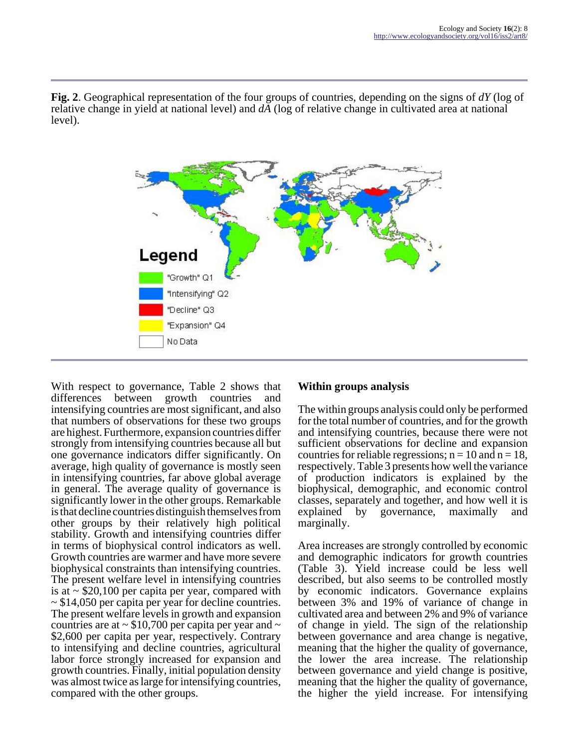**Fig. 2**. Geographical representation of the four groups of countries, depending on the signs of *dY* (log of relative change in yield at national level) and *dA* (log of relative change in cultivated area at national level).

With respect to governance, Table 2 shows that differences between growth countries and intensifying countries are most significant, and also that numbers of observations for these two groups are highest. Furthermore, expansion countries differ strongly from intensifying countries because all but one governance indicators differ significantly. On average, high quality of governance is mostly seen in intensifying countries, far above global average in general. The average quality of governance is significantly lower in the other groups. Remarkable is that decline countries distinguish themselves from other groups by their relatively high political stability. Growth and intensifying countries differ in terms of biophysical control indicators as well. Growth countries are warmer and have more severe biophysical constraints than intensifying countries. The present welfare level in intensifying countries is at ~ \$20,100 per capita per year, compared with ~ \$14,050 per capita per year for decline countries. The present welfare levels in growth and expansion countries are at ~ \$10,700 per capita per year and ~ \$2,600 per capita per year, respectively. Contrary to intensifying and decline countries, agricultural labor force strongly increased for expansion and growth countries. Finally, initial population density was almost twice as large for intensifying countries, compared with the other groups.

## Within groups analysis

The within groups analysis could only be performed for the total number of countries, and for the growth and intensifying countries, because there were not sufficient observations for decline and expansion countries for reliable regressions; $n = 10$ and $n = 18$, respectively. Table 3 presents how well the variance of production indicators is explained by the biophysical, demographic, and economic control classes, separately and together, and how well it is explained by governance, maximally and marginally.

Area increases are strongly controlled by economic and demographic indicators for growth countries (Table 3). Yield increase could be less well described, but also seems to be controlled mostly by economic indicators. Governance explains between 3% and 19% of variance of change in cultivated area and between 2% and 9% of variance of change in yield. The sign of the relationship between governance and area change is negative, meaning that the higher the quality of governance, the lower the area increase. The relationship between governance and yield change is positive, meaning that the higher the quality of governance, the higher the yield increase. For intensifying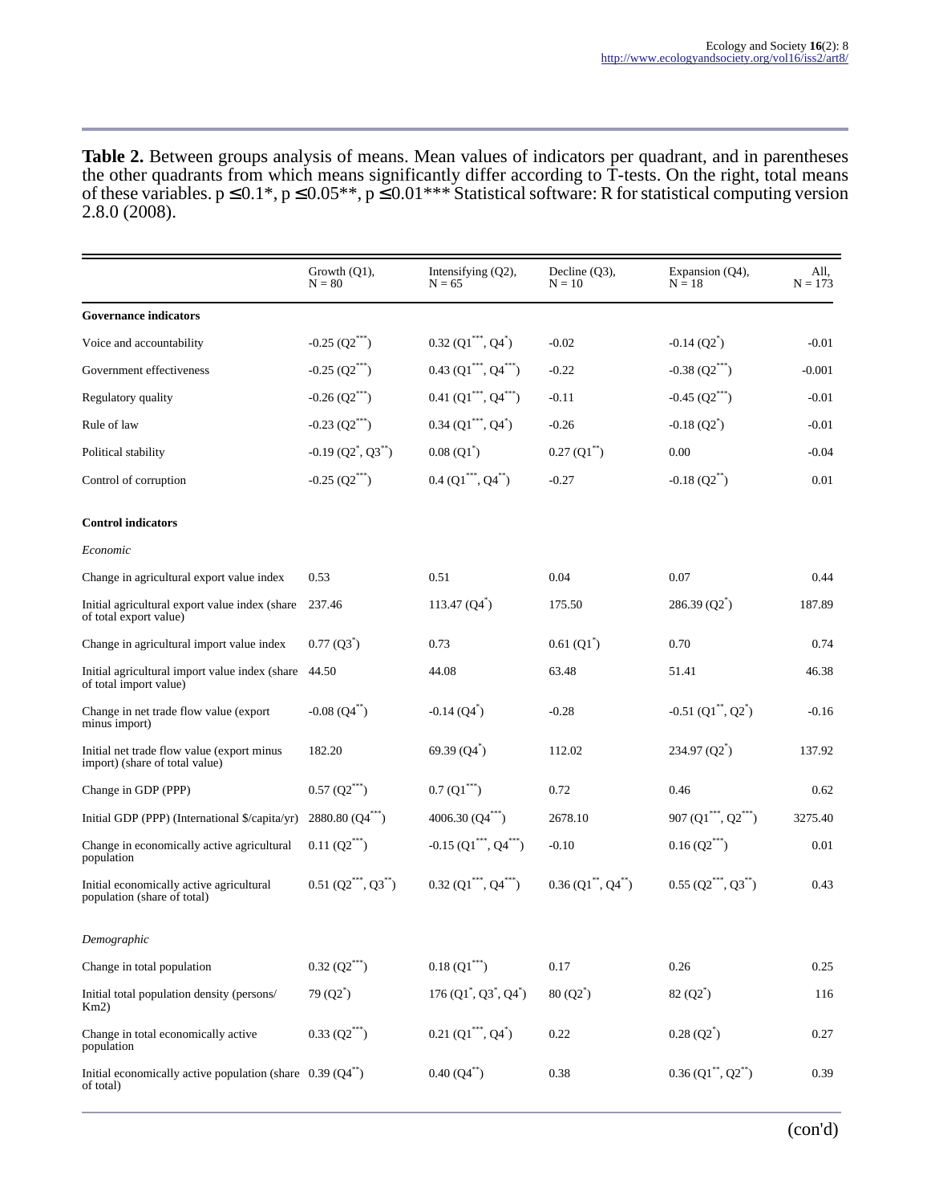**Table 2.** Between groups analysis of means. Mean values of indicators per quadrant, and in parentheses the other quadrants from which means significantly differ according to T-tests. On the right, total means of these variables. $p \leq 0.1$*, $p \leq 0.05$**, $p \leq 0.01$*** Statistical software: R for statistical computing version 2.8.0 (2008).

| | Growth (Q1), N = 80 | Intensifying (Q2), N = 65 | Decline (Q3), N = 10 | Expansion (Q4), N = 18 | All, N = 173 |
|---|---|---|---|---|---|
| **Governance indicators** | | | | | |
| Voice and accountability | -0.25 (Q2***) | 0.32 (Q1***, Q4*) | -0.02 | -0.14 (Q2*) | -0.01 |
| Government effectiveness | -0.25 (Q2***) | 0.43 (Q1***, Q4***) | -0.22 | -0.38 (Q2***) | -0.001 |
| Regulatory quality | -0.26 (Q2***) | 0.41 (Q1***, Q4***) | -0.11 | -0.45 (Q2***) | -0.01 |
| Rule of law | -0.23 (Q2***) | 0.34 (Q1***, Q4*) | -0.26 | -0.18 (Q2*) | -0.01 |
| Political stability | -0.19 (Q2*, Q3**) | 0.08 (Q1*) | 0.27 (Q1**) | 0.00 | -0.04 |
| Control of corruption | -0.25 (Q2***) | 0.4 (Q1***, Q4**) | -0.27 | -0.18 (Q2**) | 0.01 |
| **Control indicators** | | | | | |
| *Economic* | | | | | |
| Change in agricultural export value index | 0.53 | 0.51 | 0.04 | 0.07 | 0.44 |
| Initial agricultural export value index (share of total export value) | 237.46 | 113.47 (Q4*) | 175.50 | 286.39 (Q2*) | 187.89 |
| Change in agricultural import value index | 0.77 (Q3*) | 0.73 | 0.61 (Q1*) | 0.70 | 0.74 |
| Initial agricultural import value index (share of total import value) | 44.50 | 44.08 | 63.48 | 51.41 | 46.38 |
| Change in net trade flow value (export minus import) | -0.08 (Q4**) | -0.14 (Q4*) | -0.28 | -0.51 (Q1**, Q2*) | -0.16 |
| Initial net trade flow value (export minus import) (share of total value) | 182.20 | 69.39 (Q4*) | 112.02 | 234.97 (Q2*) | 137.92 |
| Change in GDP (PPP) | 0.57 (Q2***) | 0.7 (Q1***) | 0.72 | 0.46 | 0.62 |
| Initial GDP (PPP) (International $/capita/yr) | 2880.80 (Q4***) | 4006.30 (Q4***) | 2678.10 | 907 (Q1***, Q2***) | 3275.40 |
| Change in economically active agricultural population | 0.11 (Q2***) | -0.15 (Q1***, Q4***) | -0.10 | 0.16 (Q2***) | 0.01 |
| Initial economically active agricultural population (share of total) | 0.51 (Q2***, Q3**) | 0.32 (Q1***, Q4***) | 0.36 (Q1**, Q4**) | 0.55 (Q2***, Q3**) | 0.43 |
| *Demographic* | | | | | |
| Change in total population | 0.32 (Q2***) | 0.18 (Q1***) | 0.17 | 0.26 | 0.25 |
| Initial total population density (persons/Km2) | 79 (Q2*) | 176 (Q1*, Q3*, Q4*) | 80 (Q2*) | 82 (Q2*) | 116 |
| Change in total economically active population | 0.33 (Q2***) | 0.21 (Q1***, Q4*) | 0.22 | 0.28 (Q2*) | 0.27 |
| Initial economically active population (share of total) | 0.39 (Q4**) | 0.40 (Q4**) | 0.38 | 0.36 (Q1**, Q2**) | 0.39 |

(con'd)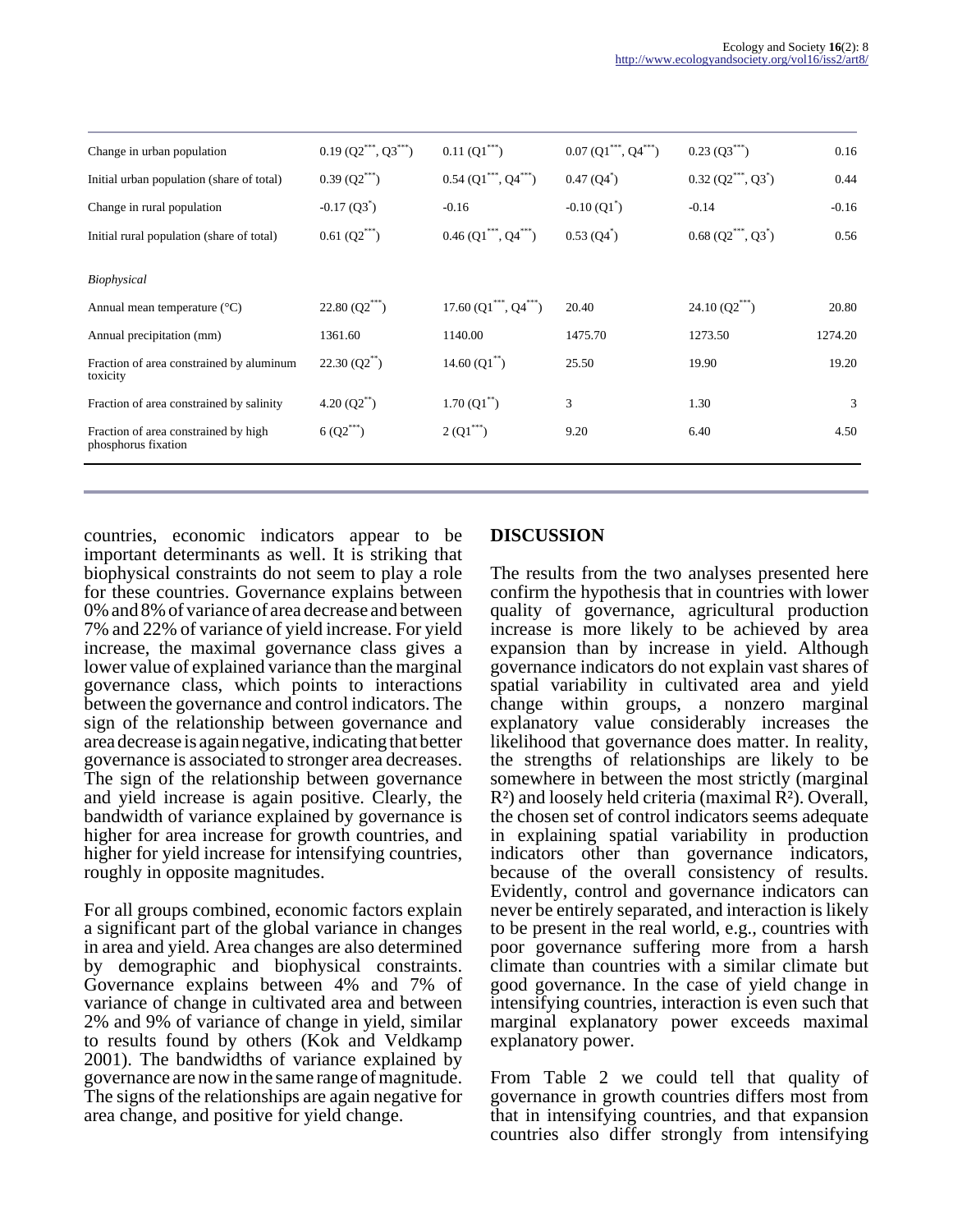| | | | | | |
|---|---|---|---|---|---|
| Change in urban population | 0.19 (Q2$^{***}$, Q3$^{***}$) | 0.11 (Q1$^{***}$) | 0.07 (Q1$^{***}$, Q4$^{***}$) | 0.23 (Q3$^{***}$) | 0.16 |
| Initial urban population (share of total) | 0.39 (Q2$^{***}$) | 0.54 (Q1$^{***}$, Q4$^{***}$) | 0.47 (Q4$^{*}$) | 0.32 (Q2$^{***}$, Q3$^{*}$) | 0.44 |
| Change in rural population | -0.17 (Q3$^{*}$) | -0.16 | -0.10 (Q1$^{*}$) | -0.14 | -0.16 |
| Initial rural population (share of total) | 0.61 (Q2$^{***}$) | 0.46 (Q1$^{***}$, Q4$^{***}$) | 0.53 (Q4$^{*}$) | 0.68 (Q2$^{***}$, Q3$^{*}$) | 0.56 |
| *Biophysical* | | | | | |
| Annual mean temperature (°C) | 22.80 (Q2$^{***}$) | 17.60 (Q1$^{***}$, Q4$^{***}$) | 20.40 | 24.10 (Q2$^{***}$) | 20.80 |
| Annual precipitation (mm) | 1361.60 | 1140.00 | 1475.70 | 1273.50 | 1274.20 |
| Fraction of area constrained by aluminum toxicity | 22.30 (Q2$^{**}$) | 14.60 (Q1$^{**}$) | 25.50 | 19.90 | 19.20 |
| Fraction of area constrained by salinity | 4.20 (Q2$^{**}$) | 1.70 (Q1$^{**}$) | 3 | 1.30 | 3 |
| Fraction of area constrained by high phosphorus fixation | 6 (Q2$^{***}$) | 2 (Q1$^{***}$) | 9.20 | 6.40 | 4.50 |

countries, economic indicators appear to be important determinants as well. It is striking that biophysical constraints do not seem to play a role for these countries. Governance explains between 0% and 8% of variance of area decrease and between 7% and 22% of variance of yield increase. For yield increase, the maximal governance class gives a lower value of explained variance than the marginal governance class, which points to interactions between the governance and control indicators. The sign of the relationship between governance and area decrease is again negative, indicating that better governance is associated to stronger area decreases. The sign of the relationship between governance and yield increase is again positive. Clearly, the bandwidth of variance explained by governance is higher for area increase for growth countries, and higher for yield increase for intensifying countries, roughly in opposite magnitudes.

For all groups combined, economic factors explain a significant part of the global variance in changes in area and yield. Area changes are also determined by demographic and biophysical constraints. Governance explains between 4% and 7% of variance of change in cultivated area and between 2% and 9% of variance of change in yield, similar to results found by others (Kok and Veldkamp 2001). The bandwidths of variance explained by governance are now in the same range of magnitude. The signs of the relationships are again negative for area change, and positive for yield change.

## DISCUSSION

The results from the two analyses presented here confirm the hypothesis that in countries with lower quality of governance, agricultural production increase is more likely to be achieved by area expansion than by increase in yield. Although governance indicators do not explain vast shares of spatial variability in cultivated area and yield change within groups, a nonzero marginal explanatory value considerably increases the likelihood that governance does matter. In reality, the strengths of relationships are likely to be somewhere in between the most strictly (marginal $R^2$) and loosely held criteria (maximal $R^2$). Overall, the chosen set of control indicators seems adequate in explaining spatial variability in production indicators other than governance indicators, because of the overall consistency of results. Evidently, control and governance indicators can never be entirely separated, and interaction is likely to be present in the real world, e.g., countries with poor governance suffering more from a harsh climate than countries with a similar climate but good governance. In the case of yield change in intensifying countries, interaction is even such that marginal explanatory power exceeds maximal explanatory power.

From Table 2 we could tell that quality of governance in growth countries differs most from that in intensifying countries, and that expansion countries also differ strongly from intensifying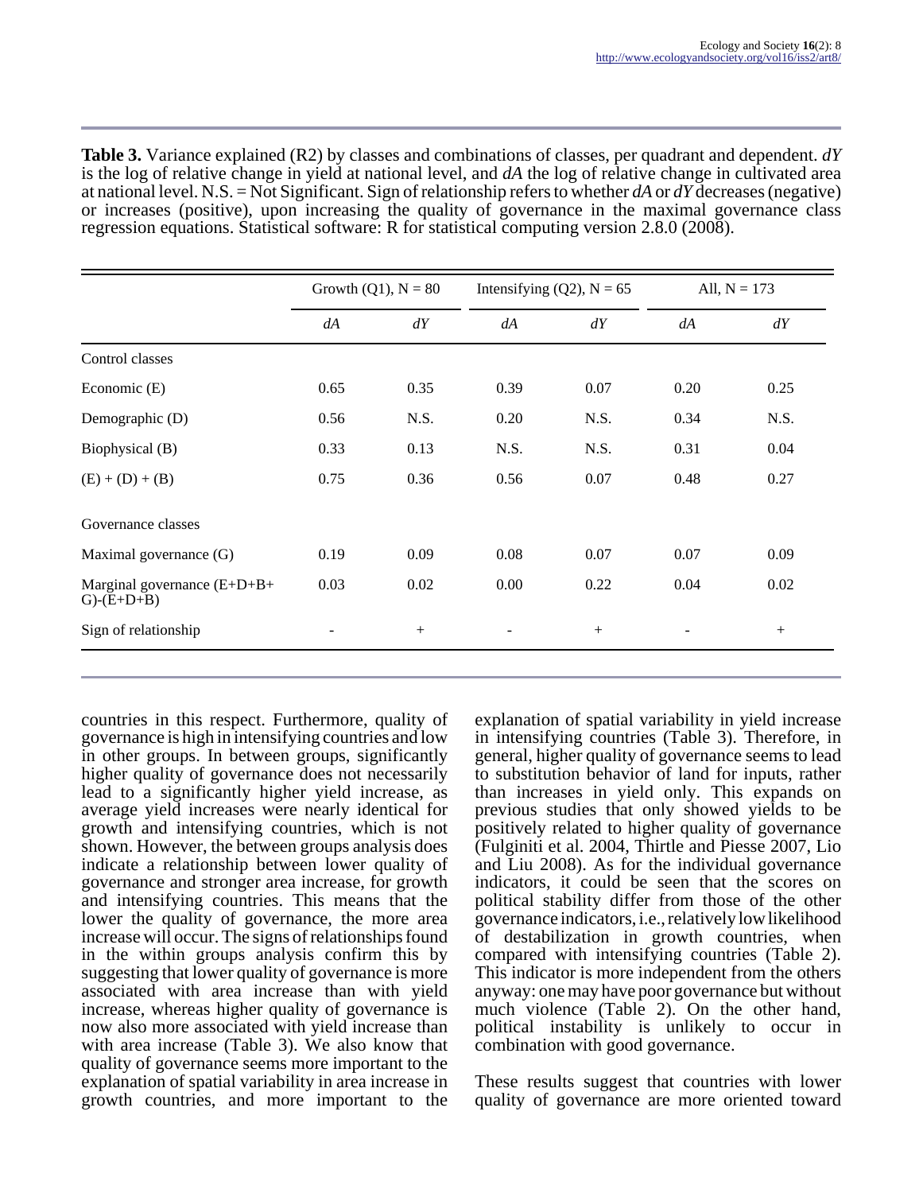**Table 3.** Variance explained (R2) by classes and combinations of classes, per quadrant and dependent. *dY* is the log of relative change in yield at national level, and *dA* the log of relative change in cultivated area at national level. N.S. = Not Significant. Sign of relationship refers to whether *dA* or *dY* decreases (negative) or increases (positive), upon increasing the quality of governance in the maximal governance class regression equations. Statistical software: R for statistical computing version 2.8.0 (2008).

| | Growth (Q1), N = 80 | | Intensifying (Q2), N = 65 | | All, N = 173 | |
|---|---|---|---|---|---|---|
| | *dA* | *dY* | *dA* | *dY* | *dA* | *dY* |
| Control classes | | | | | | |
| Economic (E) | 0.65 | 0.35 | 0.39 | 0.07 | 0.20 | 0.25 |
| Demographic (D) | 0.56 | N.S. | 0.20 | N.S. | 0.34 | N.S. |
| Biophysical (B) | 0.33 | 0.13 | N.S. | N.S. | 0.31 | 0.04 |
| (E) + (D) + (B) | 0.75 | 0.36 | 0.56 | 0.07 | 0.48 | 0.27 |
| Governance classes | | | | | | |
| Maximal governance (G) | 0.19 | 0.09 | 0.08 | 0.07 | 0.07 | 0.09 |
| Marginal governance (E+D+B+G)-(E+D+B) | 0.03 | 0.02 | 0.00 | 0.22 | 0.04 | 0.02 |
| Sign of relationship | - | + | - | + | - | + |

countries in this respect. Furthermore, quality of governance is high in intensifying countries and low in other groups. In between groups, significantly higher quality of governance does not necessarily lead to a significantly higher yield increase, as average yield increases were nearly identical for growth and intensifying countries, which is not shown. However, the between groups analysis does indicate a relationship between lower quality of governance and stronger area increase, for growth and intensifying countries. This means that the lower the quality of governance, the more area increase will occur. The signs of relationships found in the within groups analysis confirm this by suggesting that lower quality of governance is more associated with area increase than with yield increase, whereas higher quality of governance is now also more associated with yield increase than with area increase (Table 3). We also know that quality of governance seems more important to the explanation of spatial variability in area increase in growth countries, and more important to the explanation of spatial variability in yield increase in intensifying countries (Table 3). Therefore, in general, higher quality of governance seems to lead to substitution behavior of land for inputs, rather than increases in yield only. This expands on previous studies that only showed yields to be positively related to higher quality of governance (Fulginiti et al. 2004, Thirtle and Piesse 2007, Lio and Liu 2008). As for the individual governance indicators, it could be seen that the scores on political stability differ from those of the other governance indicators, i.e., relatively low likelihood of destabilization in growth countries, when compared with intensifying countries (Table 2). This indicator is more independent from the others anyway: one may have poor governance but without much violence (Table 2). On the other hand, political instability is unlikely to occur in combination with good governance.

These results suggest that countries with lower quality of governance are more oriented toward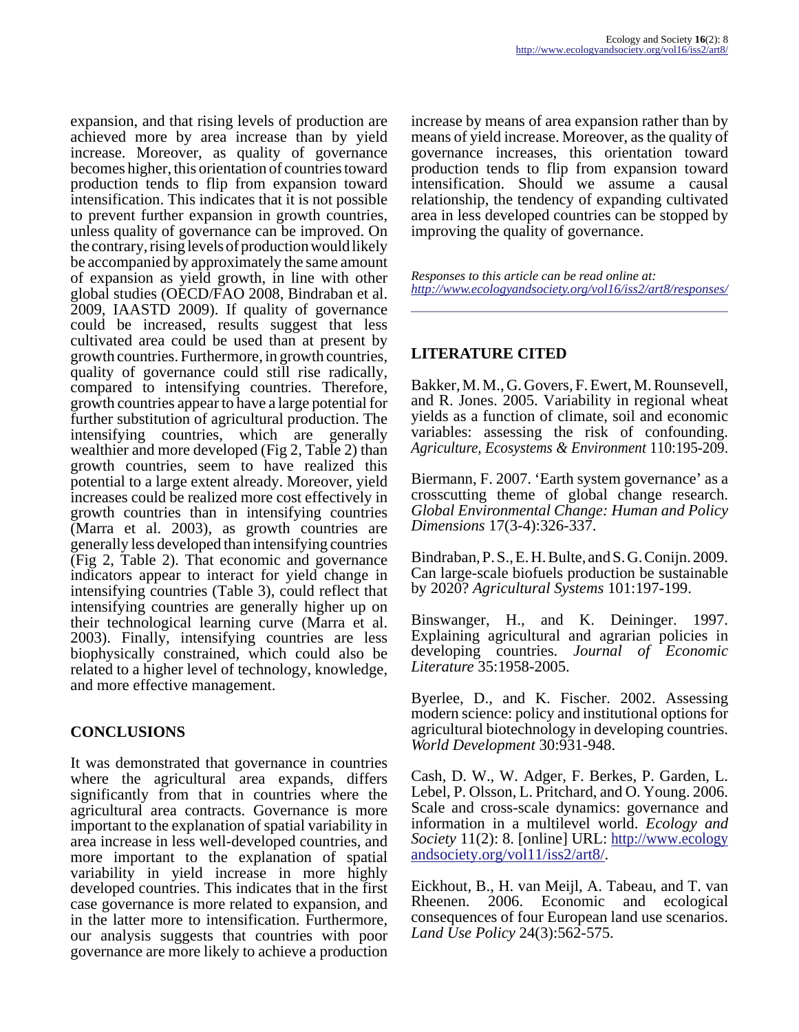expansion, and that rising levels of production are achieved more by area increase than by yield increase. Moreover, as quality of governance becomes higher, this orientation of countries toward production tends to flip from expansion toward intensification. This indicates that it is not possible to prevent further expansion in growth countries, unless quality of governance can be improved. On the contrary, rising levels of production would likely be accompanied by approximately the same amount of expansion as yield growth, in line with other global studies (OECD/FAO 2008, Bindraban et al. 2009, IAASTD 2009). If quality of governance could be increased, results suggest that less cultivated area could be used than at present by growth countries. Furthermore, in growth countries, quality of governance could still rise radically, compared to intensifying countries. Therefore, growth countries appear to have a large potential for further substitution of agricultural production. The intensifying countries, which are generally wealthier and more developed (Fig 2, Table 2) than growth countries, seem to have realized this potential to a large extent already. Moreover, yield increases could be realized more cost effectively in growth countries than in intensifying countries (Marra et al. 2003), as growth countries are generally less developed than intensifying countries (Fig 2, Table 2). That economic and governance indicators appear to interact for yield change in intensifying countries (Table 3), could reflect that intensifying countries are generally higher up on their technological learning curve (Marra et al. 2003). Finally, intensifying countries are less biophysically constrained, which could also be related to a higher level of technology, knowledge, and more effective management.

## CONCLUSIONS

It was demonstrated that governance in countries where the agricultural area expands, differs significantly from that in countries where the agricultural area contracts. Governance is more important to the explanation of spatial variability in area increase in less well-developed countries, and more important to the explanation of spatial variability in yield increase in more highly developed countries. This indicates that in the first case governance is more related to expansion, and in the latter more to intensification. Furthermore, our analysis suggests that countries with poor governance are more likely to achieve a production increase by means of area expansion rather than by means of yield increase. Moreover, as the quality of governance increases, this orientation toward production tends to flip from expansion toward intensification. Should we assume a causal relationship, the tendency of expanding cultivated area in less developed countries can be stopped by improving the quality of governance.

*Responses to this article can be read online at:*
*http://www.ecologyandsociety.org/vol16/iss2/art8/responses/*

## LITERATURE CITED

Bakker, M. M., G. Govers, F. Ewert, M. Rounsevell, and R. Jones. 2005. Variability in regional wheat yields as a function of climate, soil and economic variables: assessing the risk of confounding. *Agriculture, Ecosystems & Environment* 110:195-209.

Biermann, F. 2007. 'Earth system governance' as a crosscutting theme of global change research. *Global Environmental Change: Human and Policy Dimensions* 17(3-4):326-337.

Bindraban, P. S., E. H. Bulte, and S. G. Conijn. 2009. Can large-scale biofuels production be sustainable by 2020? *Agricultural Systems* 101:197-199.

Binswanger, H., and K. Deininger. 1997. Explaining agricultural and agrarian policies in developing countries. *Journal of Economic Literature* 35:1958-2005.

Byerlee, D., and K. Fischer. 2002. Assessing modern science: policy and institutional options for agricultural biotechnology in developing countries. *World Development* 30:931-948.

Cash, D. W., W. Adger, F. Berkes, P. Garden, L. Lebel, P. Olsson, L. Pritchard, and O. Young. 2006. Scale and cross-scale dynamics: governance and information in a multilevel world. *Ecology and Society* 11(2): 8. [online] URL: http://www.ecologyandsociety.org/vol11/iss2/art8/.

Eickhout, B., H. van Meijl, A. Tabeau, and T. van Rheenen. 2006. Economic and ecological consequences of four European land use scenarios. *Land Use Policy* 24(3):562-575.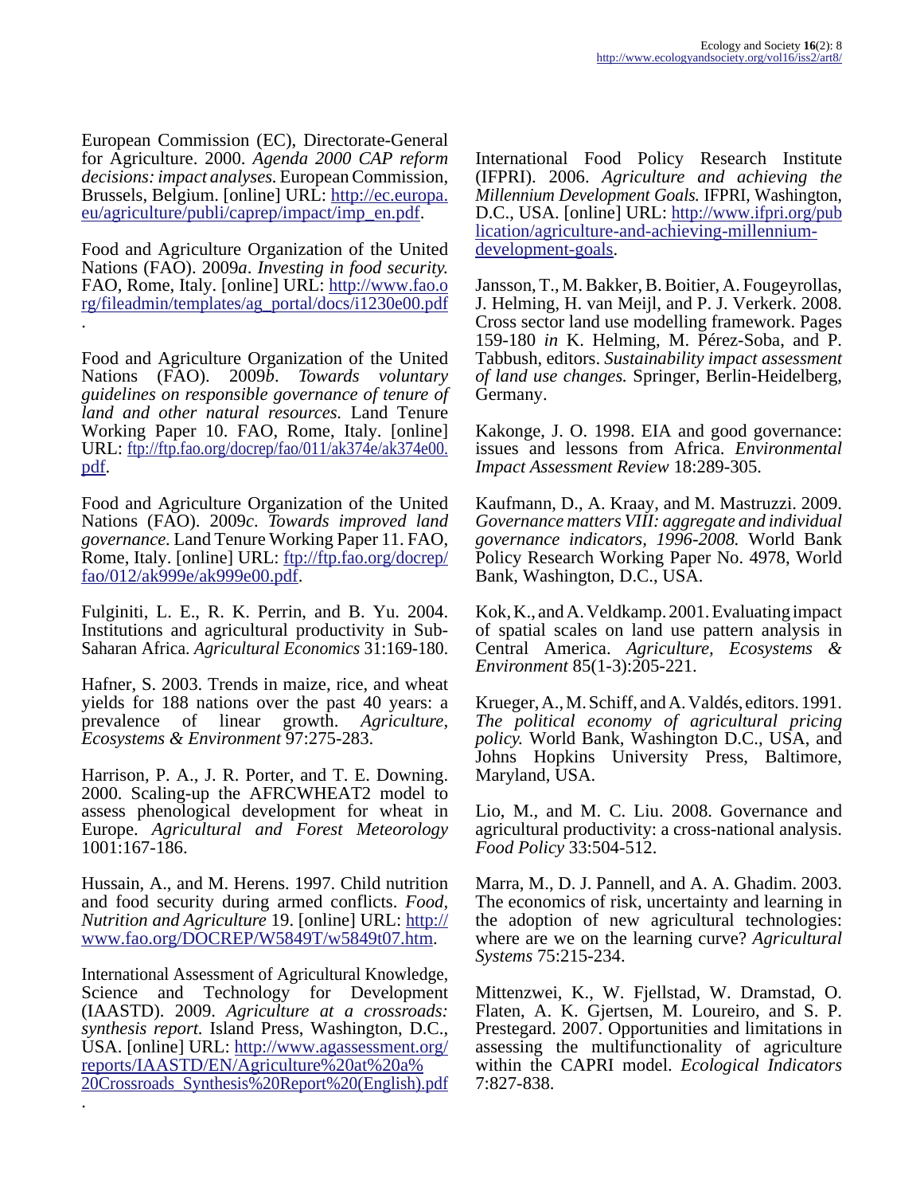European Commission (EC), Directorate-General for Agriculture. 2000. *Agenda 2000 CAP reform decisions: impact analyses.* European Commission, Brussels, Belgium. [online] URL: http://ec.europa.eu/agriculture/publi/caprep/impact/imp_en.pdf.

Food and Agriculture Organization of the United Nations (FAO). 2009*a*. *Investing in food security.* FAO, Rome, Italy. [online] URL: http://www.fao.org/fileadmin/templates/ag_portal/docs/i1230e00.pdf.

Food and Agriculture Organization of the United Nations (FAO). 2009*b*. *Towards voluntary guidelines on responsible governance of tenure of land and other natural resources.* Land Tenure Working Paper 10. FAO, Rome, Italy. [online] URL: ftp://ftp.fao.org/docrep/fao/011/ak374e/ak374e00.pdf.

Food and Agriculture Organization of the United Nations (FAO). 2009*c*. *Towards improved land governance.* Land Tenure Working Paper 11. FAO, Rome, Italy. [online] URL: ftp://ftp.fao.org/docrep/fao/012/ak999e/ak999e00.pdf.

Fulginiti, L. E., R. K. Perrin, and B. Yu. 2004. Institutions and agricultural productivity in Sub-Saharan Africa. *Agricultural Economics* 31:169-180.

Hafner, S. 2003. Trends in maize, rice, and wheat yields for 188 nations over the past 40 years: a prevalence of linear growth. *Agriculture, Ecosystems & Environment* 97:275-283.

Harrison, P. A., J. R. Porter, and T. E. Downing. 2000. Scaling-up the AFRCWHEAT2 model to assess phenological development for wheat in Europe. *Agricultural and Forest Meteorology* 1001:167-186.

Hussain, A., and M. Herens. 1997. Child nutrition and food security during armed conflicts. *Food, Nutrition and Agriculture* 19. [online] URL: http://www.fao.org/DOCREP/W5849T/w5849t07.htm.

International Assessment of Agricultural Knowledge, Science and Technology for Development (IAASTD). 2009. *Agriculture at a crossroads: synthesis report.* Island Press, Washington, D.C., USA. [online] URL: http://www.agassessment.org/reports/IAASTD/EN/Agriculture%20at%20a%20Crossroads_Synthesis%20Report%20(English).pdf.

International Food Policy Research Institute (IFPRI). 2006. *Agriculture and achieving the Millennium Development Goals.* IFPRI, Washington, D.C., USA. [online] URL: http://www.ifpri.org/publication/agriculture-and-achieving-millennium-development-goals.

Jansson, T., M. Bakker, B. Boitier, A. Fougeyrollas, J. Helming, H. van Meijl, and P. J. Verkerk. 2008. Cross sector land use modelling framework. Pages 159-180 *in* K. Helming, M. Pérez-Soba, and P. Tabbush, editors. *Sustainability impact assessment of land use changes.* Springer, Berlin-Heidelberg, Germany.

Kakonge, J. O. 1998. EIA and good governance: issues and lessons from Africa. *Environmental Impact Assessment Review* 18:289-305.

Kaufmann, D., A. Kraay, and M. Mastruzzi. 2009. *Governance matters VIII: aggregate and individual governance indicators, 1996-2008.* World Bank Policy Research Working Paper No. 4978, World Bank, Washington, D.C., USA.

Kok, K., and A. Veldkamp. 2001. Evaluating impact of spatial scales on land use pattern analysis in Central America. *Agriculture, Ecosystems & Environment* 85(1-3):205-221.

Krueger, A., M. Schiff, and A. Valdés, editors. 1991. *The political economy of agricultural pricing policy.* World Bank, Washington D.C., USA, and Johns Hopkins University Press, Baltimore, Maryland, USA.

Lio, M., and M. C. Liu. 2008. Governance and agricultural productivity: a cross-national analysis. *Food Policy* 33:504-512.

Marra, M., D. J. Pannell, and A. A. Ghadim. 2003. The economics of risk, uncertainty and learning in the adoption of new agricultural technologies: where are we on the learning curve? *Agricultural Systems* 75:215-234.

Mittenzwei, K., W. Fjellstad, W. Dramstad, O. Flaten, A. K. Gjertsen, M. Loureiro, and S. P. Prestegard. 2007. Opportunities and limitations in assessing the multifunctionality of agriculture within the CAPRI model. *Ecological Indicators* 7:827-838.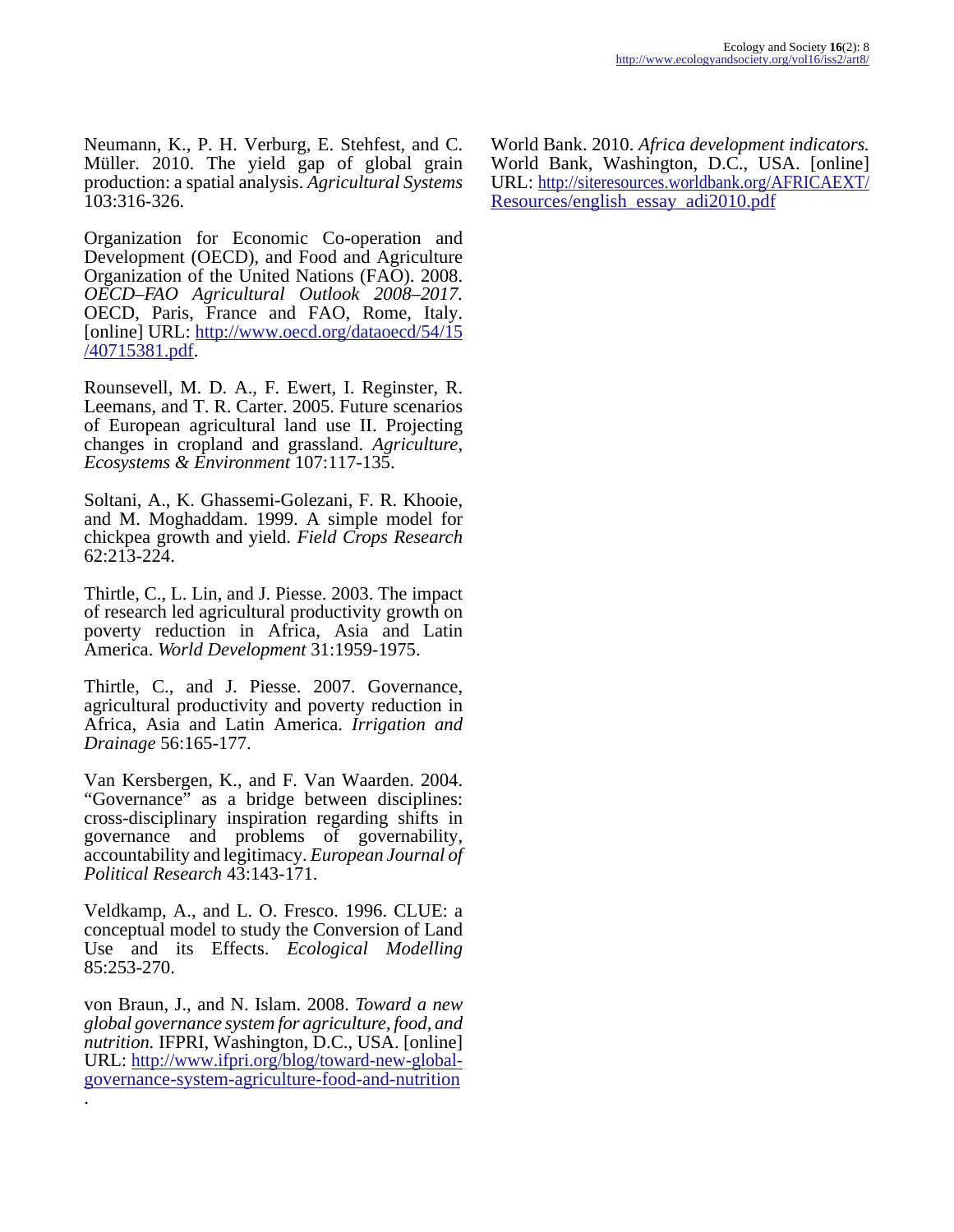Neumann, K., P. H. Verburg, E. Stehfest, and C. Müller. 2010. The yield gap of global grain production: a spatial analysis. *Agricultural Systems* 103:316-326.

Organization for Economic Co-operation and Development (OECD), and Food and Agriculture Organization of the United Nations (FAO). 2008. *OECD–FAO Agricultural Outlook 2008–2017.* OECD, Paris, France and FAO, Rome, Italy. [online] URL: http://www.oecd.org/dataoecd/54/15/40715381.pdf.

Rounsevell, M. D. A., F. Ewert, I. Reginster, R. Leemans, and T. R. Carter. 2005. Future scenarios of European agricultural land use II. Projecting changes in cropland and grassland. *Agriculture, Ecosystems & Environment* 107:117-135.

Soltani, A., K. Ghassemi-Golezani, F. R. Khooie, and M. Moghaddam. 1999. A simple model for chickpea growth and yield. *Field Crops Research* 62:213-224.

Thirtle, C., L. Lin, and J. Piesse. 2003. The impact of research led agricultural productivity growth on poverty reduction in Africa, Asia and Latin America. *World Development* 31:1959-1975.

Thirtle, C., and J. Piesse. 2007. Governance, agricultural productivity and poverty reduction in Africa, Asia and Latin America. *Irrigation and Drainage* 56:165-177.

Van Kersbergen, K., and F. Van Waarden. 2004. "Governance" as a bridge between disciplines: cross-disciplinary inspiration regarding shifts in governance and problems of governability, accountability and legitimacy. *European Journal of Political Research* 43:143-171.

Veldkamp, A., and L. O. Fresco. 1996. CLUE: a conceptual model to study the Conversion of Land Use and its Effects. *Ecological Modelling* 85:253-270.

von Braun, J., and N. Islam. 2008. *Toward a new global governance system for agriculture, food, and nutrition.* IFPRI, Washington, D.C., USA. [online] URL: http://www.ifpri.org/blog/toward-new-global-governance-system-agriculture-food-and-nutrition.

World Bank. 2010. *Africa development indicators.* World Bank, Washington, D.C., USA. [online] URL: http://siteresources.worldbank.org/AFRICAEXT/Resources/english_essay_adi2010.pdf